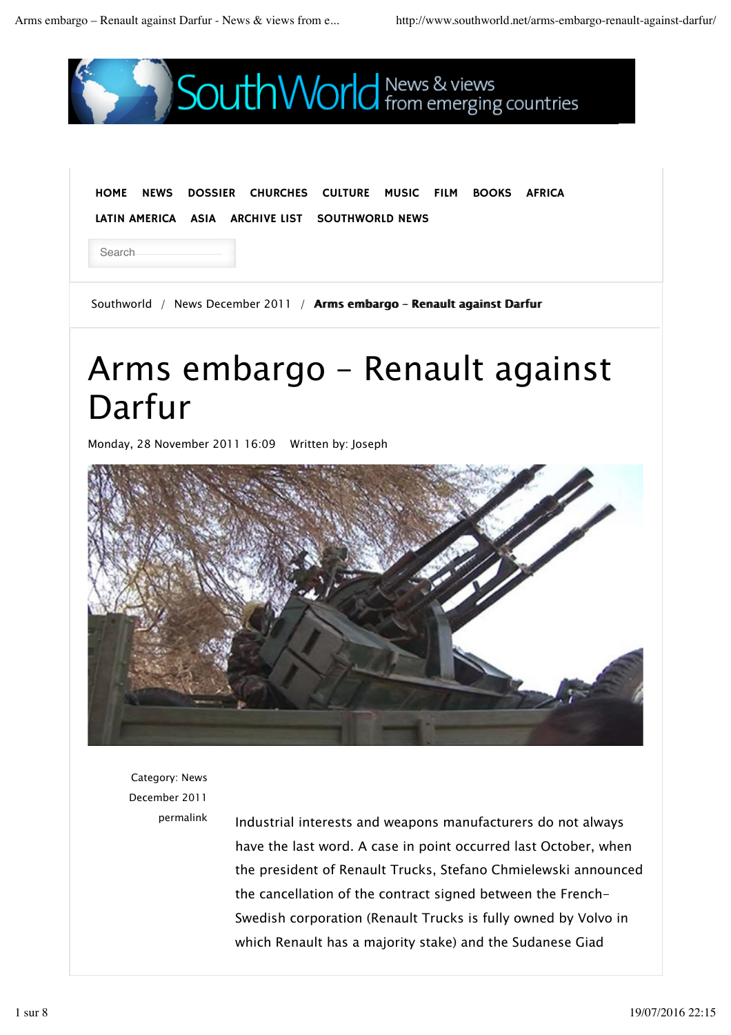HOME NEWS DOSSIER CHURCHES CULTURE MUSIC FILM BOOKS AFRICA LATIN AMERICA ASIA ARCHIVE LIST SOUTHWORLD NEWS

Southworld / News December 2011 / **Arms embargo – Renault against Darfur**

# Arms embargo – Renault against Darfur

Monday, 28 November 2011 16:09 Written by: Joseph

Category: News December 2011

permalink

Industrial interests and weapons manufacturers do not always have the last word. A case in point occurred last October, when the president of Renault Trucks, Stefano Chmielewski announced the cancellation of the contract signed between the French-Swedish corporation (Renault Trucks is fully owned by Volvo in which Renault has a majority stake) and the Sudanese Giad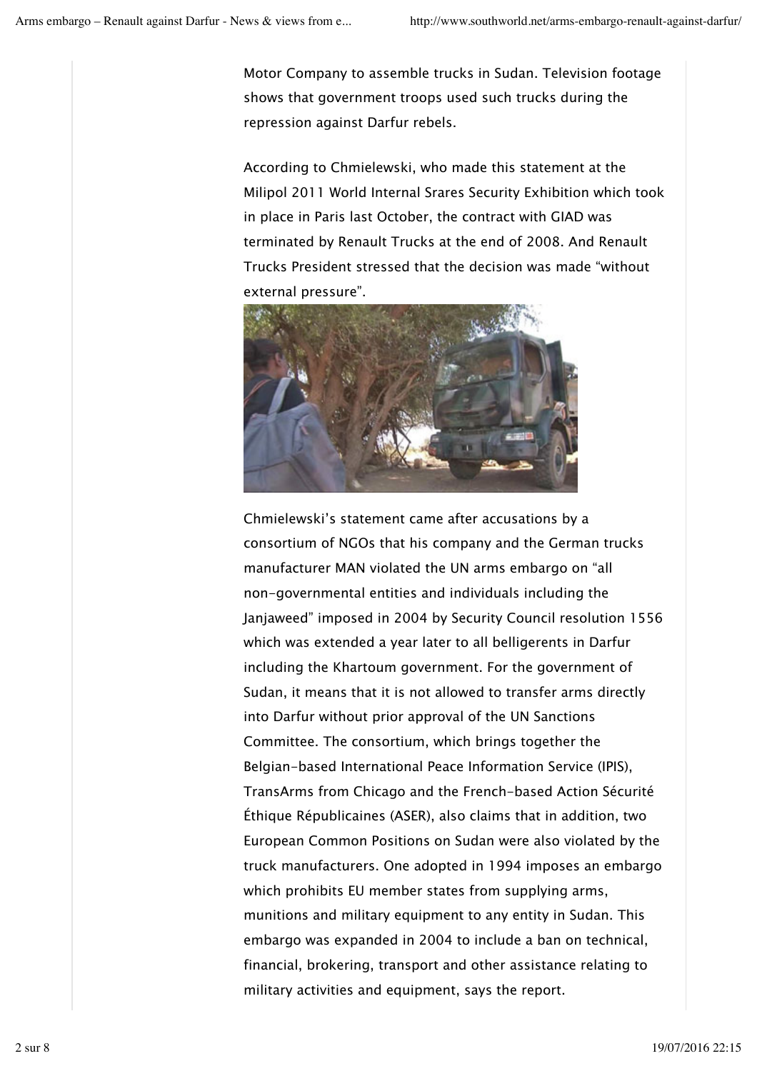Motor Company to assemble trucks in Sudan. Television footage shows that government troops used such trucks during the repression against Darfur rebels.

According to Chmielewski, who made this statement at the Milipol 2011 World Internal Srares Security Exhibition which took in place in Paris last October, the contract with GIAD was terminated by Renault Trucks at the end of 2008. And Renault Trucks President stressed that the decision was made "without external pressure".

Chmielewski's statement came after accusations by a consortium of NGOs that his company and the German trucks manufacturer MAN violated the UN arms embargo on "all non-governmental entities and individuals including the Janjaweed" imposed in 2004 by Security Council resolution 1556 which was extended a year later to all belligerents in Darfur including the Khartoum government. For the government of Sudan, it means that it is not allowed to transfer arms directly into Darfur without prior approval of the UN Sanctions Committee. The consortium, which brings together the Belgian-based International Peace Information Service (IPIS), TransArms from Chicago and the French-based Action Sécurité Éthique Républicaines (ASER), also claims that in addition, two European Common Positions on Sudan were also violated by the truck manufacturers. One adopted in 1994 imposes an embargo which prohibits EU member states from supplying arms, munitions and military equipment to any entity in Sudan. This embargo was expanded in 2004 to include a ban on technical, financial, brokering, transport and other assistance relating to military activities and equipment, says the report.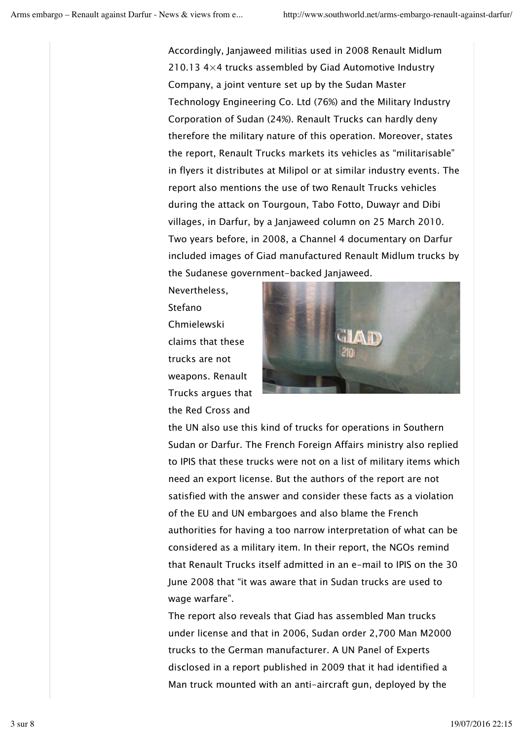Accordingly, Janjaweed militias used in 2008 Renault Midlum 210.13 4×4 trucks assembled by Giad Automotive Industry Company, a joint venture set up by the Sudan Master Technology Engineering Co. Ltd (76%) and the Military Industry Corporation of Sudan (24%). Renault Trucks can hardly deny therefore the military nature of this operation. Moreover, states the report, Renault Trucks markets its vehicles as "militarisable" in flyers it distributes at Milipol or at similar industry events. The report also mentions the use of two Renault Trucks vehicles during the attack on Tourgoun, Tabo Fotto, Duwayr and Dibi villages, in Darfur, by a Janjaweed column on 25 March 2010. Two years before, in 2008, a Channel 4 documentary on Darfur included images of Giad manufactured Renault Midlum trucks by the Sudanese government-backed Janjaweed.

Nevertheless, Stefano Chmielewski claims that these trucks are not weapons. Renault Trucks argues that the Red Cross and the UN also use this kind of trucks for operations in Southern Sudan or Darfur. The French Foreign Affairs ministry also replied to IPIS that these trucks were not on a list of military items which need an export license. But the authors of the report are not satisfied with the answer and consider these facts as a violation of the EU and UN embargoes and also blame the French authorities for having a too narrow interpretation of what can be considered as a military item. In their report, the NGOs remind that Renault Trucks itself admitted in an e-mail to IPIS on the 30 June 2008 that "it was aware that in Sudan trucks are used to wage warfare".

The report also reveals that Giad has assembled Man trucks under license and that in 2006, Sudan order 2,700 Man M2000 trucks to the German manufacturer. A UN Panel of Experts disclosed in a report published in 2009 that it had identified a Man truck mounted with an anti-aircraft gun, deployed by the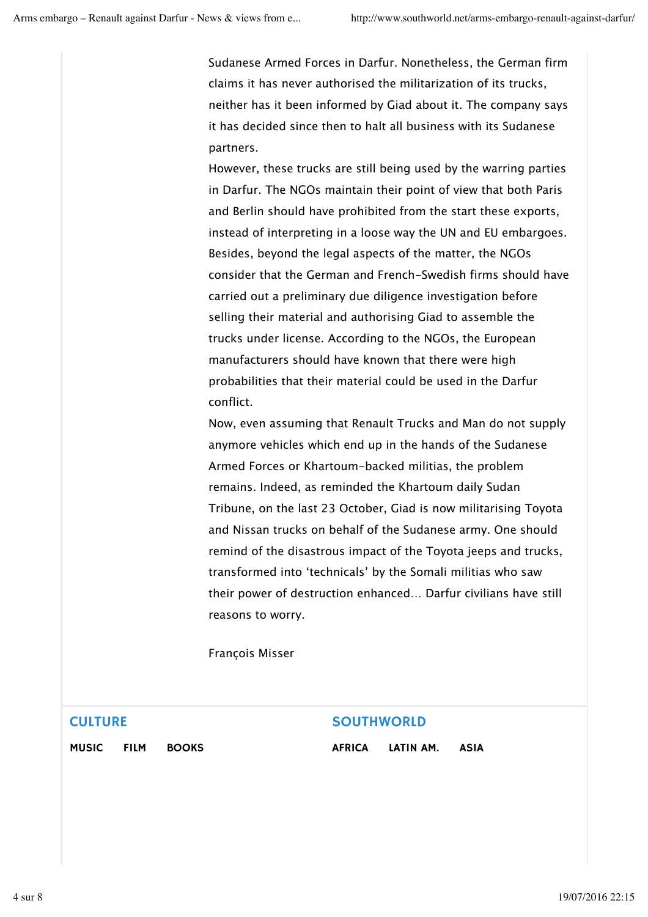Sudanese Armed Forces in Darfur. Nonetheless, the German firm claims it has never authorised the militarization of its trucks, neither has it been informed by Giad about it. The company says it has decided since then to halt all business with its Sudanese partners.

However, these trucks are still being used by the warring parties in Darfur. The NGOs maintain their point of view that both Paris and Berlin should have prohibited from the start these exports, instead of interpreting in a loose way the UN and EU embargoes. Besides, beyond the legal aspects of the matter, the NGOs consider that the German and French-Swedish firms should have carried out a preliminary due diligence investigation before selling their material and authorising Giad to assemble the trucks under license. According to the NGOs, the European manufacturers should have known that there were high probabilities that their material could be used in the Darfur conflict.

Now, even assuming that Renault Trucks and Man do not supply anymore vehicles which end up in the hands of the Sudanese Armed Forces or Khartoum-backed militias, the problem remains. Indeed, as reminded the Khartoum daily Sudan Tribune, on the last 23 October, Giad is now militarising Toyota and Nissan trucks on behalf of the Sudanese army. One should remind of the disastrous impact of the Toyota jeeps and trucks, transformed into 'technicals' by the Somali militias who saw their power of destruction enhanced… Darfur civilians have still reasons to worry.

François Misser

**CULTURE**

**MUSIC** **FILM** **BOOKS**

**SOUTHWORLD**

**AFRICA** **LATIN AM.** **ASIA**